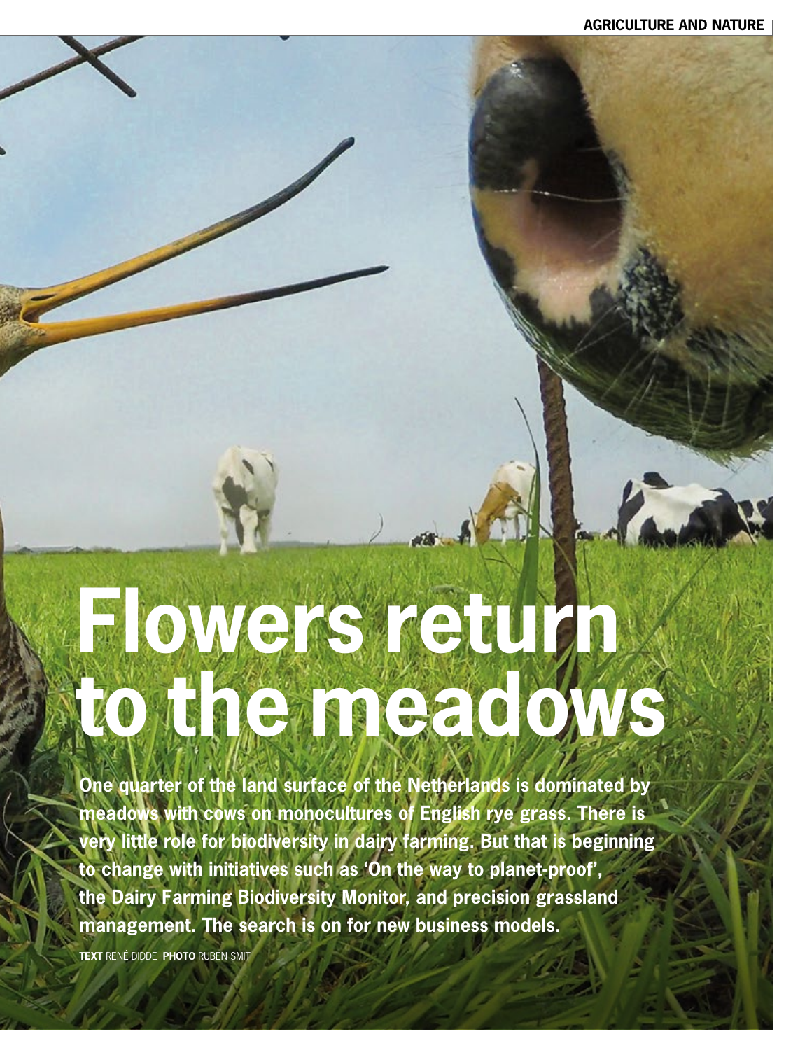# Flowers return to the meadows

**One quarter of the land surface of the Netherlands is dominated by meadows with cows on monocultures of English rye grass. There is very little role for biodiversity in dairy farming. But that is beginning to change with initiatives such as 'On the way to planet-proof', the Dairy Farming Biodiversity Monitor, and precision grassland management. The search is on for new business models.**

**TEXT** RENÉ DIDDE **PHOTO** RUBEN SMIT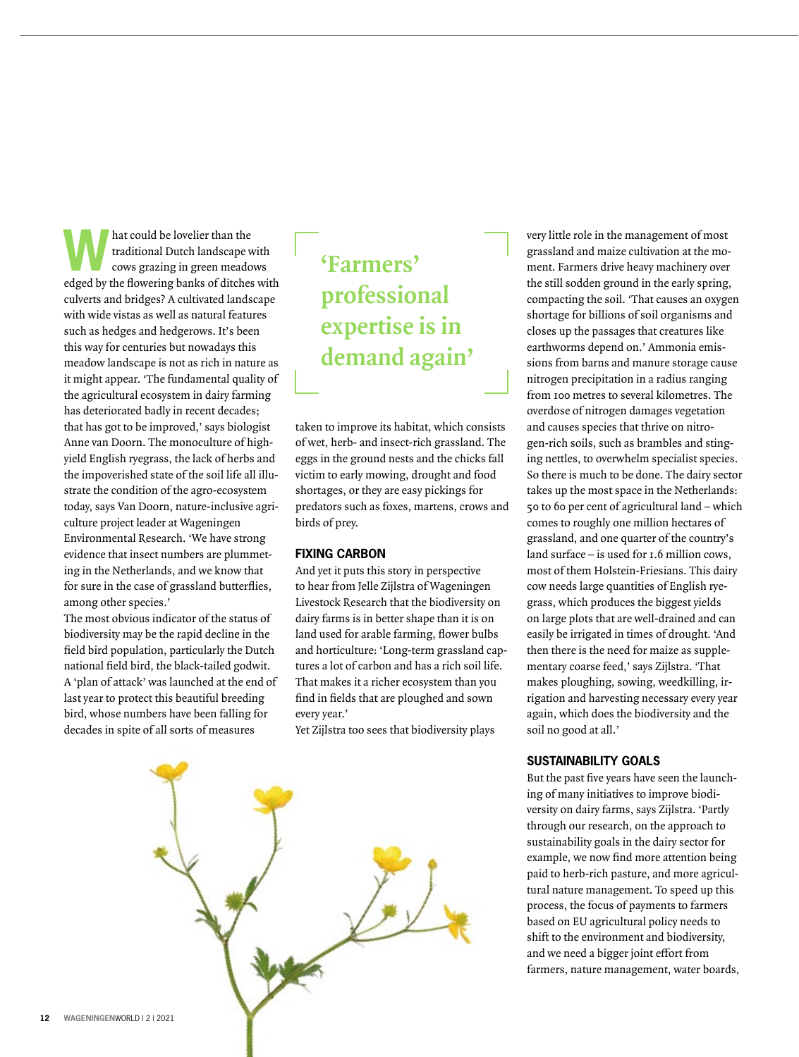What could be lovelier than the traditional Dutch landscape with cows grazing in green meadows edged by the flowering banks of ditches with culverts and bridges? A cultivated landscape with wide vistas as well as natural features such as hedges and hedgerows. It's been this way for centuries but nowadays this meadow landscape is not as rich in nature as it might appear. 'The fundamental quality of the agricultural ecosystem in dairy farming has deteriorated badly in recent decades; that has got to be improved,' says biologist Anne van Doorn. The monoculture of high-yield English ryegrass, the lack of herbs and the impoverished state of the soil life all illustrate the condition of the agro-ecosystem today, says Van Doorn, nature-inclusive agriculture project leader at Wageningen Environmental Research. 'We have strong evidence that insect numbers are plummeting in the Netherlands, and we know that for sure in the case of grassland butterflies, among other species.'

The most obvious indicator of the status of biodiversity may be the rapid decline in the field bird population, particularly the Dutch national field bird, the black-tailed godwit. A 'plan of attack' was launched at the end of last year to protect this beautiful breeding bird, whose numbers have been falling for decades in spite of all sorts of measures taken to improve its habitat, which consists of wet, herb- and insect-rich grassland. The eggs in the ground nests and the chicks fall victim to early mowing, drought and food shortages, or they are easy pickings for predators such as foxes, martens, crows and birds of prey.

> **'Farmers' professional expertise is in demand again'**

## FIXING CARBON

And yet it puts this story in perspective to hear from Jelle Zijlstra of Wageningen Livestock Research that the biodiversity on dairy farms is in better shape than it is on land used for arable farming, flower bulbs and horticulture: 'Long-term grassland captures a lot of carbon and has a rich soil life. That makes it a richer ecosystem than you find in fields that are ploughed and sown every year.'

Yet Zijlstra too sees that biodiversity plays very little role in the management of most grassland and maize cultivation at the moment. Farmers drive heavy machinery over the still sodden ground in the early spring, compacting the soil. 'That causes an oxygen shortage for billions of soil organisms and closes up the passages that creatures like earthworms depend on.' Ammonia emissions from barns and manure storage cause nitrogen precipitation in a radius ranging from 100 metres to several kilometres. The overdose of nitrogen damages vegetation and causes species that thrive on nitrogen-rich soils, such as brambles and stinging nettles, to overwhelm specialist species. So there is much to be done. The dairy sector takes up the most space in the Netherlands: 50 to 60 per cent of agricultural land – which comes to roughly one million hectares of grassland, and one quarter of the country's land surface – is used for 1.6 million cows, most of them Holstein-Friesians. This dairy cow needs large quantities of English ryegrass, which produces the biggest yields on large plots that are well-drained and can easily be irrigated in times of drought. 'And then there is the need for maize as supplementary coarse feed,' says Zijlstra. 'That makes ploughing, sowing, weedkilling, irrigation and harvesting necessary every year again, which does the biodiversity and the soil no good at all.'

## SUSTAINABILITY GOALS

But the past five years have seen the launching of many initiatives to improve biodiversity on dairy farms, says Zijlstra. 'Partly through our research, on the approach to sustainability goals in the dairy sector for example, we now find more attention being paid to herb-rich pasture, and more agricultural nature management. To speed up this process, the focus of payments to farmers based on EU agricultural policy needs to shift to the environment and biodiversity, and we need a bigger joint effort from farmers, nature management, water boards,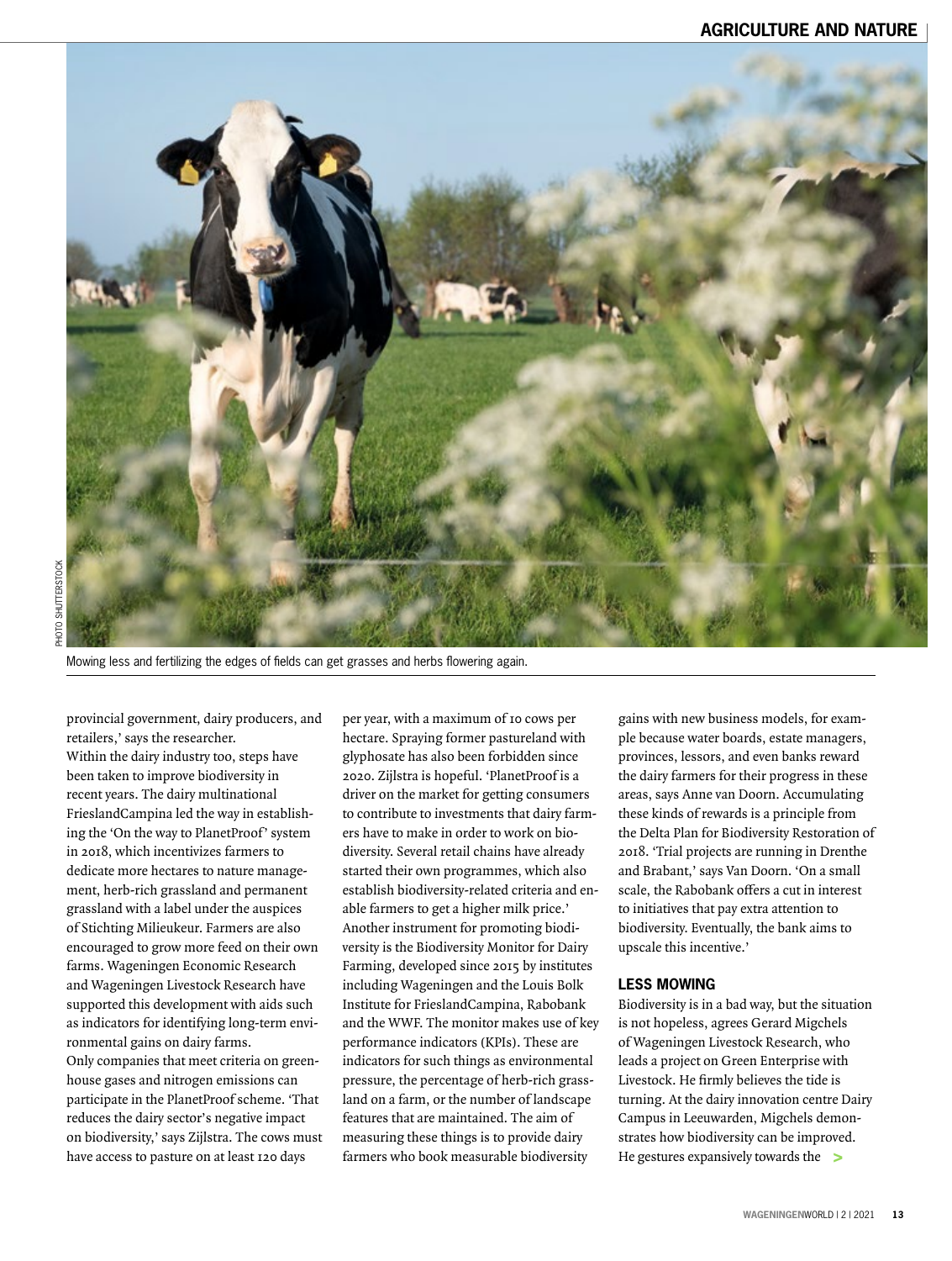Mowing less and fertilizing the edges of fields can get grasses and herbs flowering again.

provincial government, dairy producers, and retailers,' says the researcher.

Within the dairy industry too, steps have been taken to improve biodiversity in recent years. The dairy multinational FrieslandCampina led the way in establishing the 'On the way to PlanetProof' system in 2018, which incentivizes farmers to dedicate more hectares to nature management, herb-rich grassland and permanent grassland with a label under the auspices of Stichting Milieukeur. Farmers are also encouraged to grow more feed on their own farms. Wageningen Economic Research and Wageningen Livestock Research have supported this development with aids such as indicators for identifying long-term environmental gains on dairy farms.

Only companies that meet criteria on greenhouse gases and nitrogen emissions can participate in the PlanetProof scheme. 'That reduces the dairy sector's negative impact on biodiversity,' says Zijlstra. The cows must have access to pasture on at least 120 days per year, with a maximum of 10 cows per hectare. Spraying former pastureland with glyphosate has also been forbidden since 2020. Zijlstra is hopeful. 'PlanetProof is a driver on the market for getting consumers to contribute to investments that dairy farmers have to make in order to work on biodiversity. Several retail chains have already started their own programmes, which also establish biodiversity-related criteria and enable farmers to get a higher milk price.'

Another instrument for promoting biodiversity is the Biodiversity Monitor for Dairy Farming, developed since 2015 by institutes including Wageningen and the Louis Bolk Institute for FrieslandCampina, Rabobank and the WWF. The monitor makes use of key performance indicators (KPIs). These are indicators for such things as environmental pressure, the percentage of herb-rich grassland on a farm, or the number of landscape features that are maintained. The aim of measuring these things is to provide dairy farmers who book measurable biodiversity gains with new business models, for example because water boards, estate managers, provinces, lessors, and even banks reward the dairy farmers for their progress in these areas, says Anne van Doorn. Accumulating these kinds of rewards is a principle from the Delta Plan for Biodiversity Restoration of 2018. 'Trial projects are running in Drenthe and Brabant,' says Van Doorn. 'On a small scale, the Rabobank offers a cut in interest to initiatives that pay extra attention to biodiversity. Eventually, the bank aims to upscale this incentive.'

## LESS MOWING

Biodiversity is in a bad way, but the situation is not hopeless, agrees Gerard Migchels of Wageningen Livestock Research, who leads a project on Green Enterprise with Livestock. He firmly believes the tide is turning. At the dairy innovation centre Dairy Campus in Leeuwarden, Migchels demonstrates how biodiversity can be improved. He gestures expansively towards the >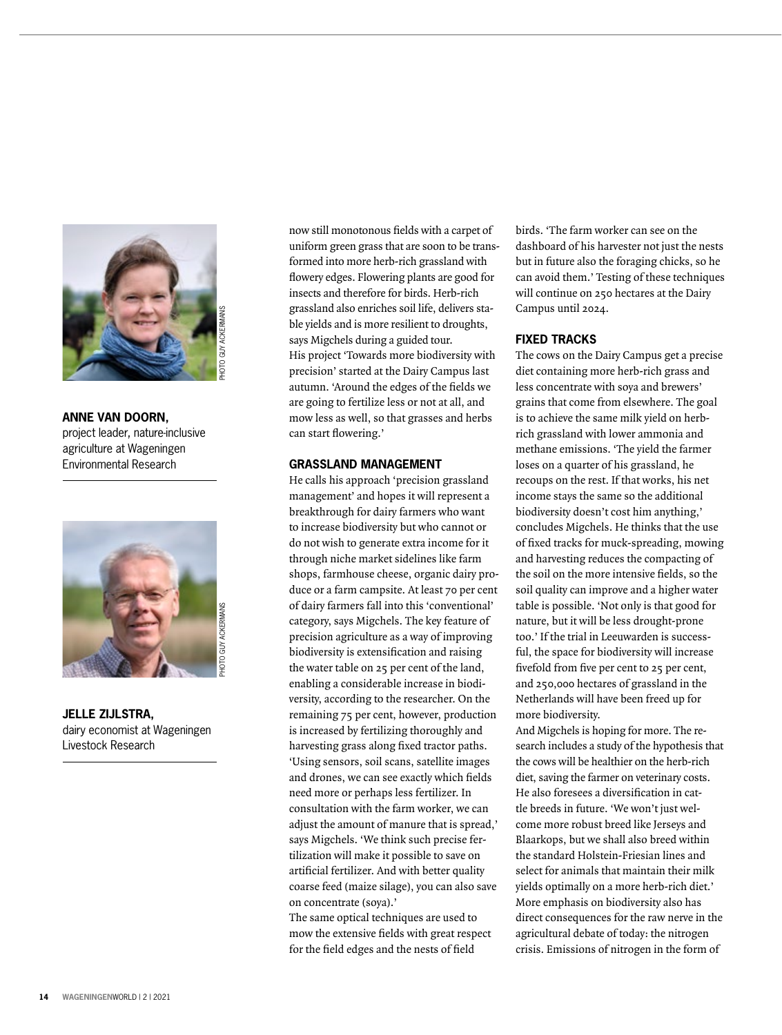**ANNE VAN DOORN,**
project leader, nature-inclusive agriculture at Wageningen Environmental Research

PHOTO GUY ACKERMANS

**JELLE ZIJLSTRA,**
dairy economist at Wageningen Livestock Research

PHOTO GUY ACKERMANS

now still monotonous fields with a carpet of uniform green grass that are soon to be transformed into more herb-rich grassland with flowery edges. Flowering plants are good for insects and therefore for birds. Herb-rich grassland also enriches soil life, delivers stable yields and is more resilient to droughts, says Migchels during a guided tour.
His project 'Towards more biodiversity with precision' started at the Dairy Campus last autumn. 'Around the edges of the fields we are going to fertilize less or not at all, and mow less as well, so that grasses and herbs can start flowering.'

### GRASSLAND MANAGEMENT

He calls his approach 'precision grassland management' and hopes it will represent a breakthrough for dairy farmers who want to increase biodiversity but who cannot or do not wish to generate extra income for it through niche market sidelines like farm shops, farmhouse cheese, organic dairy produce or a farm campsite. At least 70 per cent of dairy farmers fall into this 'conventional' category, says Migchels. The key feature of precision agriculture as a way of improving biodiversity is extensification and raising the water table on 25 per cent of the land, enabling a considerable increase in biodiversity, according to the researcher. On the remaining 75 per cent, however, production is increased by fertilizing thoroughly and harvesting grass along fixed tractor paths. 'Using sensors, soil scans, satellite images and drones, we can see exactly which fields need more or perhaps less fertilizer. In consultation with the farm worker, we can adjust the amount of manure that is spread,' says Migchels. 'We think such precise fertilization will make it possible to save on artificial fertilizer. And with better quality coarse feed (maize silage), you can also save on concentrate (soya).'
The same optical techniques are used to mow the extensive fields with great respect for the field edges and the nests of field birds. 'The farm worker can see on the dashboard of his harvester not just the nests but in future also the foraging chicks, so he can avoid them.' Testing of these techniques will continue on 250 hectares at the Dairy Campus until 2024.

### FIXED TRACKS

The cows on the Dairy Campus get a precise diet containing more herb-rich grass and less concentrate with soya and brewers' grains that come from elsewhere. The goal is to achieve the same milk yield on herb-rich grassland with lower ammonia and methane emissions. 'The yield the farmer loses on a quarter of his grassland, he recoups on the rest. If that works, his net income stays the same so the additional biodiversity doesn't cost him anything,' concludes Migchels. He thinks that the use of fixed tracks for muck-spreading, mowing and harvesting reduces the compacting of the soil on the more intensive fields, so the soil quality can improve and a higher water table is possible. 'Not only is that good for nature, but it will be less drought-prone too.' If the trial in Leeuwarden is successful, the space for biodiversity will increase fivefold from five per cent to 25 per cent, and 250,000 hectares of grassland in the Netherlands will have been freed up for more biodiversity.
And Migchels is hoping for more. The research includes a study of the hypothesis that the cows will be healthier on the herb-rich diet, saving the farmer on veterinary costs. He also foresees a diversification in cattle breeds in future. 'We won't just welcome more robust breed like Jerseys and Blaarkops, but we shall also breed within the standard Holstein-Friesian lines and select for animals that maintain their milk yields optimally on a more herb-rich diet.'
More emphasis on biodiversity also has direct consequences for the raw nerve in the agricultural debate of today: the nitrogen crisis. Emissions of nitrogen in the form of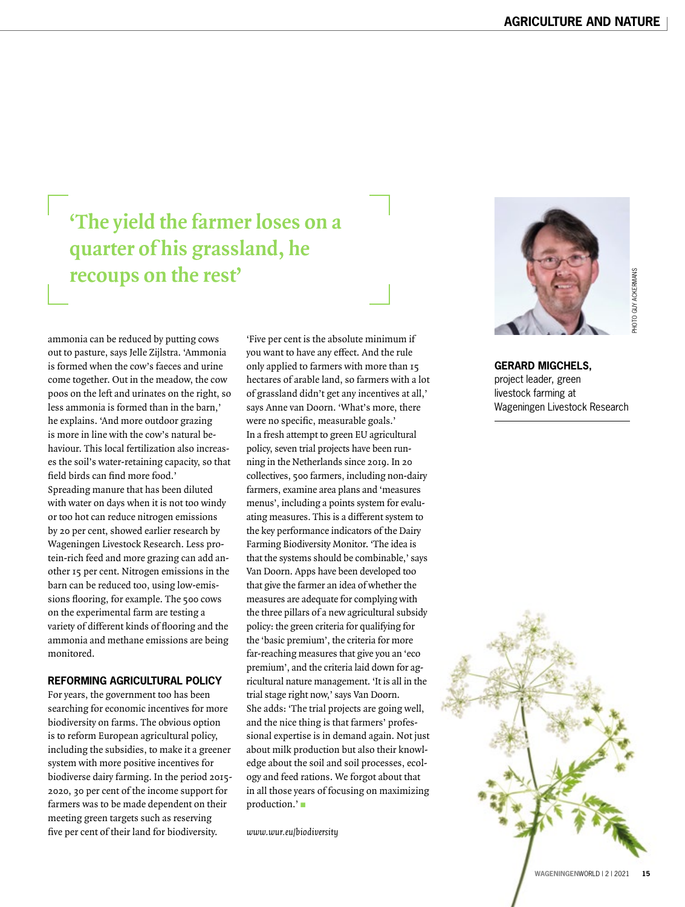> 'The yield the farmer loses on a quarter of his grassland, he recoups on the rest'

**GERARD MIGCHELS,**
project leader, green livestock farming at Wageningen Livestock Research

PHOTO GUY ACKERMANS

ammonia can be reduced by putting cows out to pasture, says Jelle Zijlstra. 'Ammonia is formed when the cow's faeces and urine come together. Out in the meadow, the cow poos on the left and urinates on the right, so less ammonia is formed than in the barn,' he explains. 'And more outdoor grazing is more in line with the cow's natural behaviour. This local fertilization also increases the soil's water-retaining capacity, so that field birds can find more food.'

Spreading manure that has been diluted with water on days when it is not too windy or too hot can reduce nitrogen emissions by 20 per cent, showed earlier research by Wageningen Livestock Research. Less protein-rich feed and more grazing can add another 15 per cent. Nitrogen emissions in the barn can be reduced too, using low-emissions flooring, for example. The 500 cows on the experimental farm are testing a variety of different kinds of flooring and the ammonia and methane emissions are being monitored.

### REFORMING AGRICULTURAL POLICY

For years, the government too has been searching for economic incentives for more biodiversity on farms. The obvious option is to reform European agricultural policy, including the subsidies, to make it a greener system with more positive incentives for biodiverse dairy farming. In the period 2015-2020, 30 per cent of the income support for farmers was to be made dependent on their meeting green targets such as reserving five per cent of their land for biodiversity.

'Five per cent is the absolute minimum if you want to have any effect. And the rule only applied to farmers with more than 15 hectares of arable land, so farmers with a lot of grassland didn't get any incentives at all,' says Anne van Doorn. 'What's more, there were no specific, measurable goals.'

In a fresh attempt to green EU agricultural policy, seven trial projects have been running in the Netherlands since 2019. In 20 collectives, 500 farmers, including non-dairy farmers, examine area plans and 'measures menus', including a points system for evaluating measures. This is a different system to the key performance indicators of the Dairy Farming Biodiversity Monitor. 'The idea is that the systems should be combinable,' says Van Doorn. Apps have been developed too that give the farmer an idea of whether the measures are adequate for complying with the three pillars of a new agricultural subsidy policy: the green criteria for qualifying for the 'basic premium', the criteria for more far-reaching measures that give you an 'eco premium', and the criteria laid down for agricultural nature management. 'It is all in the trial stage right now,' says Van Doorn.

She adds: 'The trial projects are going well, and the nice thing is that farmers' professional expertise is in demand again. Not just about milk production but also their knowledge about the soil and soil processes, ecology and feed rations. We forgot about that in all those years of focusing on maximizing production.' ■

*www.wur.eu/biodiversity*